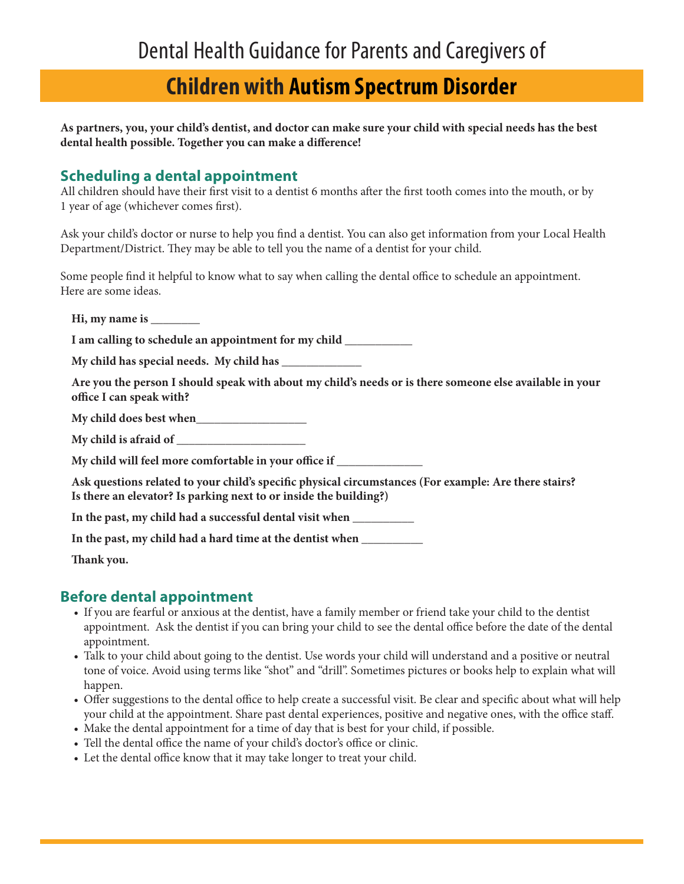# Dental Health Guidance for Parents and Caregivers of

# Children with Autism Spectrum Disorder

**As partners, you, your child's dentist, and doctor can make sure your child with special needs has the best dental health possible. Together you can make a difference!**

## Scheduling a dental appointment

All children should have their first visit to a dentist 6 months after the first tooth comes into the mouth, or by 1 year of age (whichever comes first).

Ask your child's doctor or nurse to help you find a dentist. You can also get information from your Local Health Department/District. They may be able to tell you the name of a dentist for your child.

Some people find it helpful to know what to say when calling the dental office to schedule an appointment. Here are some ideas.

**Hi, my name is ________**

**I am calling to schedule an appointment for my child ___________**

**My child has special needs. My child has _____________**

**Are you the person I should speak with about my child's needs or is there someone else available in your office I can speak with?**

**My child does best when__________________**

**My child is afraid of _____________________**

**My child will feel more comfortable in your office if ______________**

**Ask questions related to your child's specific physical circumstances (For example: Are there stairs? Is there an elevator? Is parking next to or inside the building?)**

**In the past, my child had a successful dental visit when __________**

**In the past, my child had a hard time at the dentist when __________**

**Thank you.**

## Before dental appointment

- If you are fearful or anxious at the dentist, have a family member or friend take your child to the dentist appointment. Ask the dentist if you can bring your child to see the dental office before the date of the dental appointment.
- Talk to your child about going to the dentist. Use words your child will understand and a positive or neutral tone of voice. Avoid using terms like "shot" and "drill". Sometimes pictures or books help to explain what will happen.
- Offer suggestions to the dental office to help create a successful visit. Be clear and specific about what will help your child at the appointment. Share past dental experiences, positive and negative ones, with the office staff.
- Make the dental appointment for a time of day that is best for your child, if possible.
- Tell the dental office the name of your child's doctor's office or clinic.
- Let the dental office know that it may take longer to treat your child.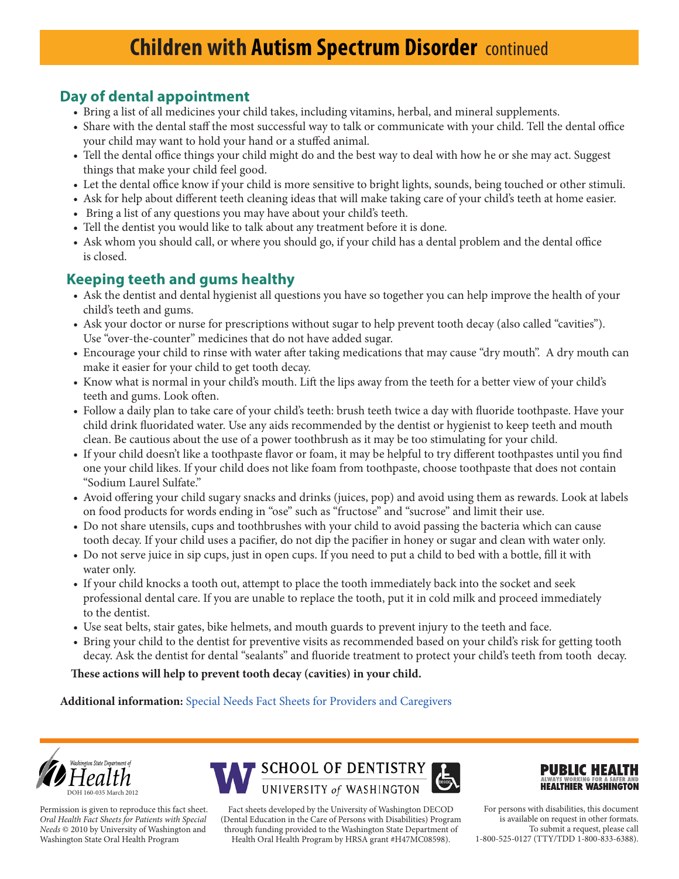# Children with Autism Spectrum Disorder continued

## Day of dental appointment

- Bring a list of all medicines your child takes, including vitamins, herbal, and mineral supplements.
- Share with the dental staff the most successful way to talk or communicate with your child. Tell the dental office your child may want to hold your hand or a stuffed animal.
- Tell the dental office things your child might do and the best way to deal with how he or she may act. Suggest things that make your child feel good.
- Let the dental office know if your child is more sensitive to bright lights, sounds, being touched or other stimuli.
- Ask for help about different teeth cleaning ideas that will make taking care of your child's teeth at home easier.
- Bring a list of any questions you may have about your child's teeth.
- Tell the dentist you would like to talk about any treatment before it is done.
- Ask whom you should call, or where you should go, if your child has a dental problem and the dental office is closed.

## Keeping teeth and gums healthy

- Ask the dentist and dental hygienist all questions you have so together you can help improve the health of your child's teeth and gums.
- Ask your doctor or nurse for prescriptions without sugar to help prevent tooth decay (also called "cavities"). Use "over-the-counter" medicines that do not have added sugar.
- Encourage your child to rinse with water after taking medications that may cause "dry mouth". A dry mouth can make it easier for your child to get tooth decay.
- Know what is normal in your child's mouth. Lift the lips away from the teeth for a better view of your child's teeth and gums. Look often.
- Follow a daily plan to take care of your child's teeth: brush teeth twice a day with fluoride toothpaste. Have your child drink fluoridated water. Use any aids recommended by the dentist or hygienist to keep teeth and mouth clean. Be cautious about the use of a power toothbrush as it may be too stimulating for your child.
- If your child doesn't like a toothpaste flavor or foam, it may be helpful to try different toothpastes until you find one your child likes. If your child does not like foam from toothpaste, choose toothpaste that does not contain "Sodium Laurel Sulfate."
- Avoid offering your child sugary snacks and drinks (juices, pop) and avoid using them as rewards. Look at labels on food products for words ending in "ose" such as "fructose" and "sucrose" and limit their use.
- Do not share utensils, cups and toothbrushes with your child to avoid passing the bacteria which can cause tooth decay. If your child uses a pacifier, do not dip the pacifier in honey or sugar and clean with water only.
- Do not serve juice in sip cups, just in open cups. If you need to put a child to bed with a bottle, fill it with water only.
- If your child knocks a tooth out, attempt to place the tooth immediately back into the socket and seek professional dental care. If you are unable to replace the tooth, put it in cold milk and proceed immediately to the dentist.
- Use seat belts, stair gates, bike helmets, and mouth guards to prevent injury to the teeth and face.
- Bring your child to the dentist for preventive visits as recommended based on your child's risk for getting tooth decay. Ask the dentist for dental "sealants" and fluoride treatment to protect your child's teeth from tooth decay.

**These actions will help to prevent tooth decay (cavities) in your child.**

**Additional information:** Special Needs Fact Sheets for Providers and Caregivers

Washington State Department of Health
DOH 160-035 March 2012

SCHOOL OF DENTISTRY
UNIVERSITY of WASHINGTON
DECOD

PUBLIC HEALTH
ALWAYS WORKING FOR A SAFER AND HEALTHIER WASHINGTON

Permission is given to reproduce this fact sheet. *Oral Health Fact Sheets for Patients with Special Needs* © 2010 by University of Washington and Washington State Oral Health Program

Fact sheets developed by the University of Washington DECOD (Dental Education in the Care of Persons with Disabilities) Program through funding provided to the Washington State Department of Health Oral Health Program by HRSA grant #H47MC08598).

For persons with disabilities, this document is available on request in other formats. To submit a request, please call 1-800-525-0127 (TTY/TDD 1-800-833-6388).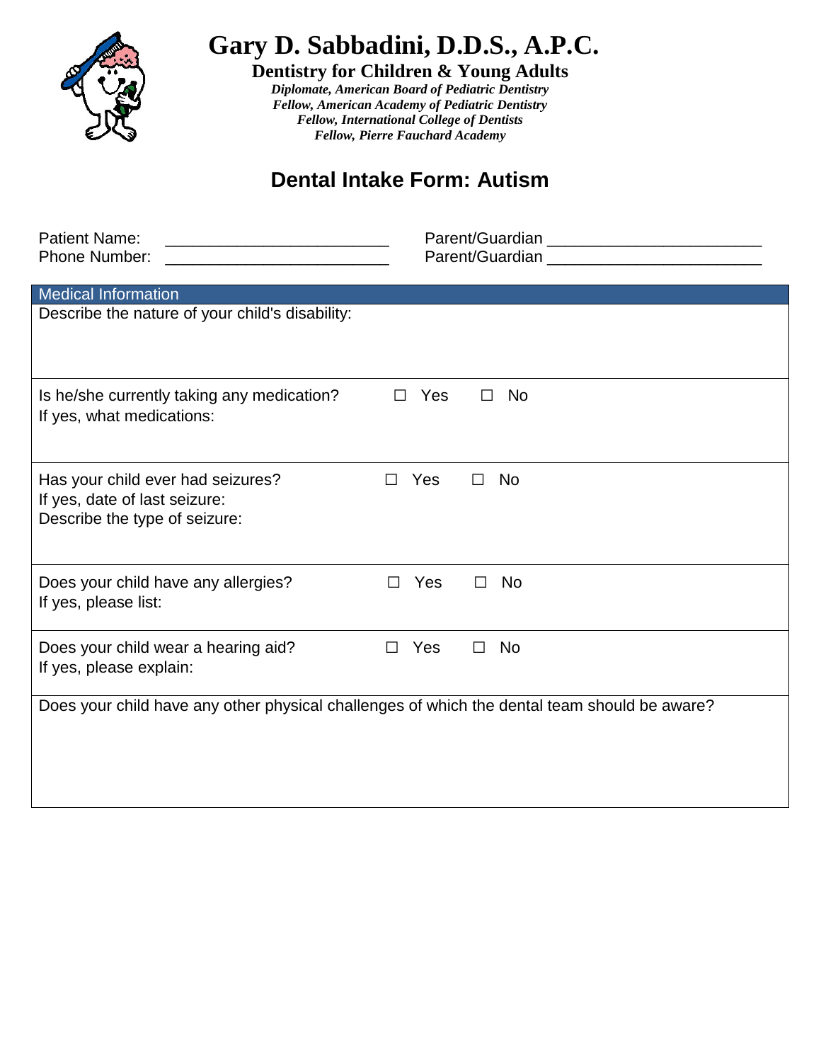# Gary D. Sabbadini, D.D.S., A.P.C.

**Dentistry for Children & Young Adults**

***Diplomate, American Board of Pediatric Dentistry***
***Fellow, American Academy of Pediatric Dentistry***
***Fellow, International College of Dentists***
***Fellow, Pierre Fauchard Academy***

## Dental Intake Form: Autism

Patient Name: ________________________ Parent/Guardian ________________________
Phone Number: ________________________ Parent/Guardian ________________________

| Medical Information |
|---|
| Describe the nature of your child's disability: |
| Is he/she currently taking any medication? ☐ Yes ☐ No<br>If yes, what medications: |
| Has your child ever had seizures? ☐ Yes ☐ No<br>If yes, date of last seizure:<br>Describe the type of seizure: |
| Does your child have any allergies? ☐ Yes ☐ No<br>If yes, please list: |
| Does your child wear a hearing aid? ☐ Yes ☐ No<br>If yes, please explain: |
| Does your child have any other physical challenges of which the dental team should be aware? |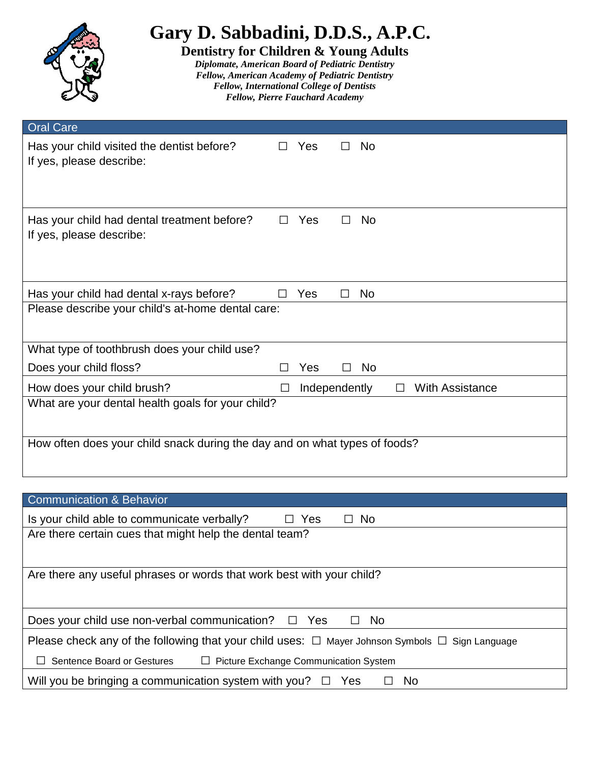# Gary D. Sabbadini, D.D.S., A.P.C.

**Dentistry for Children & Young Adults**

*Diplomate, American Board of Pediatric Dentistry*
*Fellow, American Academy of Pediatric Dentistry*
*Fellow, International College of Dentists*
*Fellow, Pierre Fauchard Academy*

## Oral Care

Has your child visited the dentist before? ☐ Yes ☐ No
If yes, please describe:

Has your child had dental treatment before? ☐ Yes ☐ No
If yes, please describe:

Has your child had dental x-rays before? ☐ Yes ☐ No

Please describe your child's at-home dental care:

What type of toothbrush does your child use?

Does your child floss? ☐ Yes ☐ No

How does your child brush? ☐ Independently ☐ With Assistance

What are your dental health goals for your child?

How often does your child snack during the day and on what types of foods?

## Communication & Behavior

Is your child able to communicate verbally? ☐ Yes ☐ No

Are there certain cues that might help the dental team?

Are there any useful phrases or words that work best with your child?

Does your child use non-verbal communication? ☐ Yes ☐ No

Please check any of the following that your child uses: ☐ Mayer Johnson Symbols ☐ Sign Language
☐ Sentence Board or Gestures ☐ Picture Exchange Communication System

Will you be bringing a communication system with you? ☐ Yes ☐ No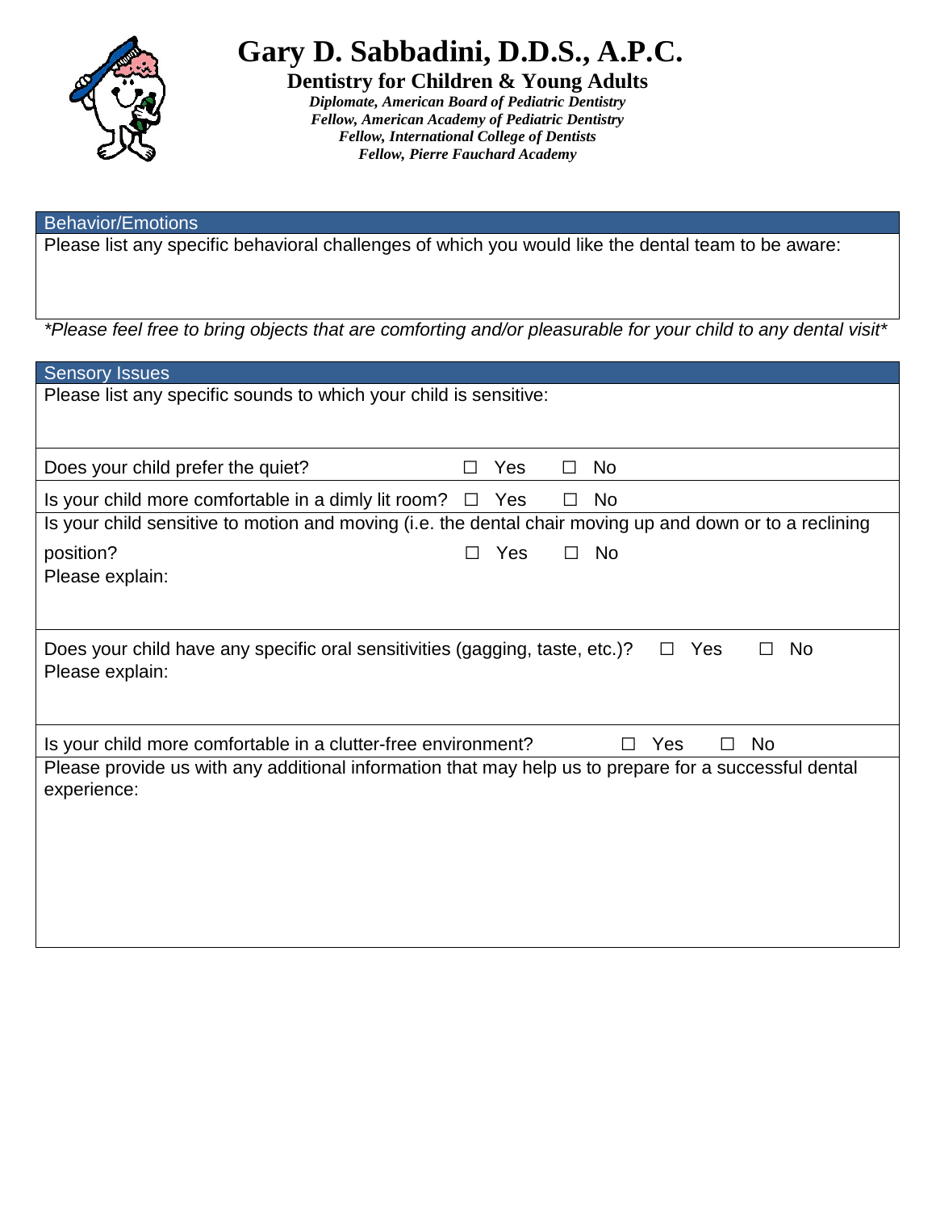# Gary D. Sabbadini, D.D.S., A.P.C.

**Dentistry for Children & Young Adults**

***Diplomate, American Board of Pediatric Dentistry***
***Fellow, American Academy of Pediatric Dentistry***
***Fellow, International College of Dentists***
***Fellow, Pierre Fauchard Academy***

## Behavior/Emotions

Please list any specific behavioral challenges of which you would like the dental team to be aware:

*\*Please feel free to bring objects that are comforting and/or pleasurable for your child to any dental visit\**

## Sensory Issues

Please list any specific sounds to which your child is sensitive:

Does your child prefer the quiet? ☐ Yes ☐ No

Is your child more comfortable in a dimly lit room? ☐ Yes ☐ No

Is your child sensitive to motion and moving (i.e. the dental chair moving up and down or to a reclining position? ☐ Yes ☐ No

Please explain:

Does your child have any specific oral sensitivities (gagging, taste, etc.)? ☐ Yes ☐ No

Please explain:

Is your child more comfortable in a clutter-free environment? ☐ Yes ☐ No

Please provide us with any additional information that may help us to prepare for a successful dental experience: